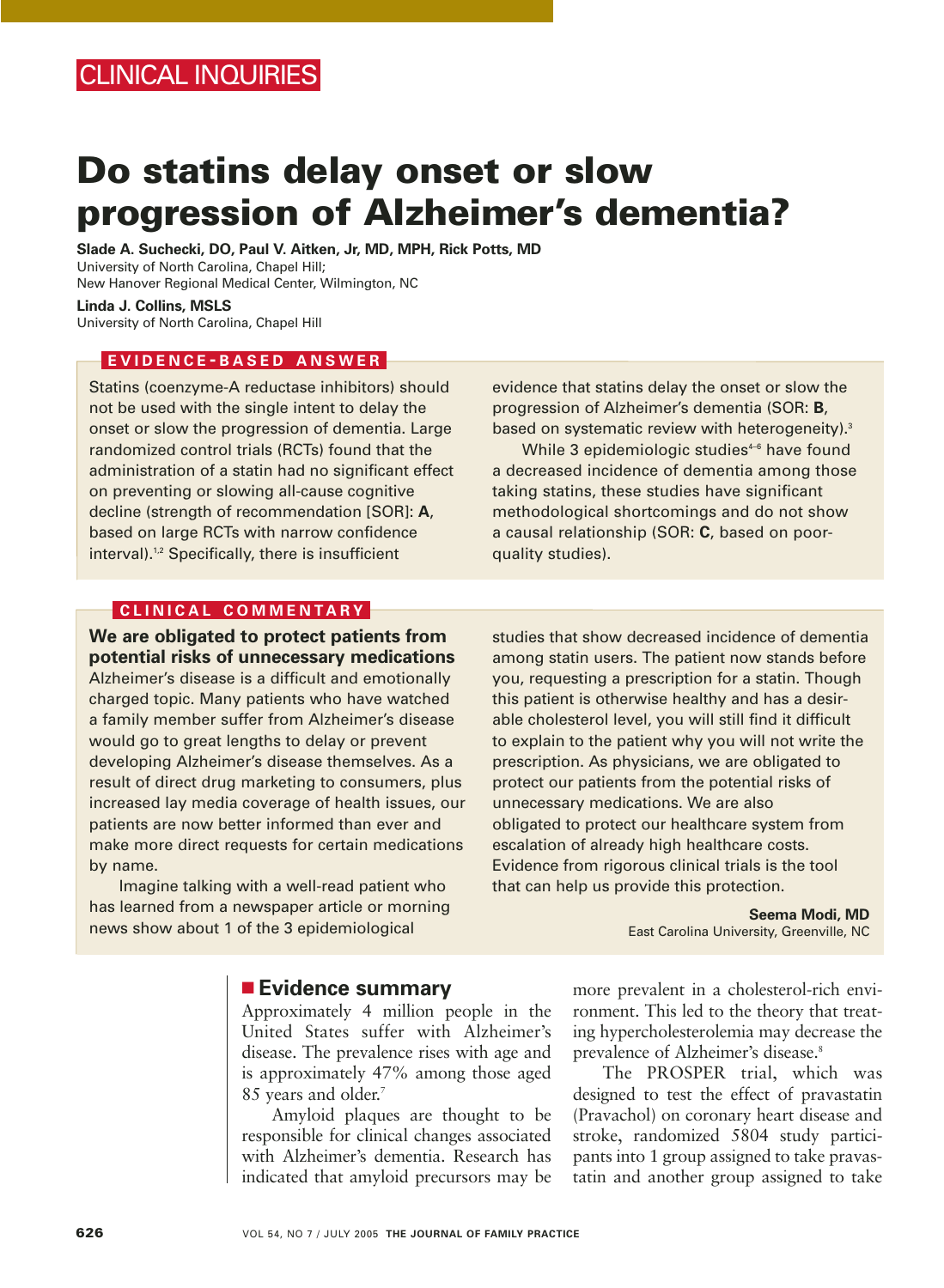CLINICAL INQUIRIES

# Do statins delay onset or slow progression of Alzheimer's dementia?

**Slade A. Suchecki, DO, Paul V. Aitken, Jr, MD, MPH, Rick Potts, MD**
University of North Carolina, Chapel Hill;
New Hanover Regional Medical Center, Wilmington, NC

**Linda J. Collins, MSLS**
University of North Carolina, Chapel Hill

## EVIDENCE-BASED ANSWER

Statins (coenzyme-A reductase inhibitors) should not be used with the single intent to delay the onset or slow the progression of dementia. Large randomized control trials (RCTs) found that the administration of a statin had no significant effect on preventing or slowing all-cause cognitive decline (strength of recommendation [SOR]: **A**, based on large RCTs with narrow confidence interval).[1,2] Specifically, there is insufficient evidence that statins delay the onset or slow the progression of Alzheimer's dementia (SOR: **B**, based on systematic review with heterogeneity).[3]

While 3 epidemiologic studies[4–6] have found a decreased incidence of dementia among those taking statins, these studies have significant methodological shortcomings and do not show a causal relationship (SOR: **C**, based on poor-quality studies).

## CLINICAL COMMENTARY

**We are obligated to protect patients from potential risks of unnecessary medications**

Alzheimer's disease is a difficult and emotionally charged topic. Many patients who have watched a family member suffer from Alzheimer's disease would go to great lengths to delay or prevent developing Alzheimer's disease themselves. As a result of direct drug marketing to consumers, plus increased lay media coverage of health issues, our patients are now better informed than ever and make more direct requests for certain medications by name.

Imagine talking with a well-read patient who has learned from a newspaper article or morning news show about 1 of the 3 epidemiological studies that show decreased incidence of dementia among statin users. The patient now stands before you, requesting a prescription for a statin. Though this patient is otherwise healthy and has a desirable cholesterol level, you will still find it difficult to explain to the patient why you will not write the prescription. As physicians, we are obligated to protect our patients from the potential risks of unnecessary medications. We are also obligated to protect our healthcare system from escalation of already high healthcare costs. Evidence from rigorous clinical trials is the tool that can help us provide this protection.

**Seema Modi, MD**
East Carolina University, Greenville, NC

## Evidence summary

Approximately 4 million people in the United States suffer with Alzheimer's disease. The prevalence rises with age and is approximately 47% among those aged 85 years and older.[7]

Amyloid plaques are thought to be responsible for clinical changes associated with Alzheimer's dementia. Research has indicated that amyloid precursors may be more prevalent in a cholesterol-rich environment. This led to the theory that treating hypercholesterolemia may decrease the prevalence of Alzheimer's disease.[8]

The PROSPER trial, which was designed to test the effect of pravastatin (Pravachol) on coronary heart disease and stroke, randomized 5804 study participants into 1 group assigned to take pravastatin and another group assigned to take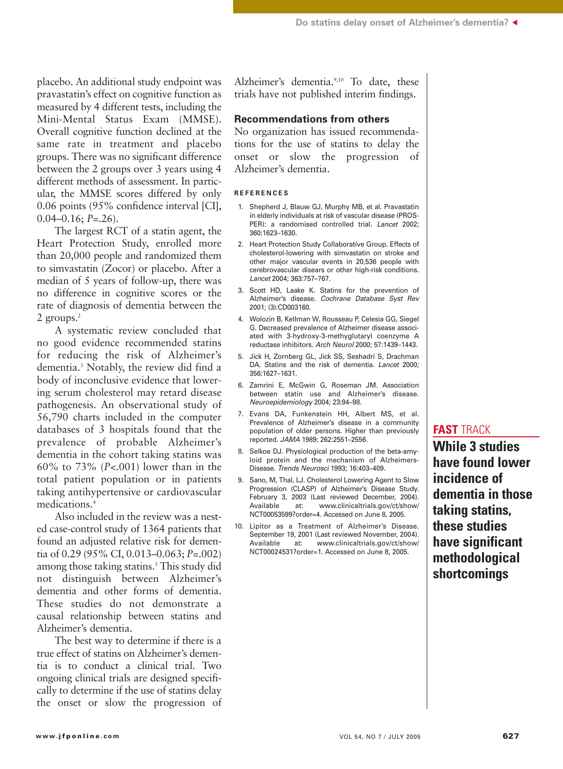placebo. An additional study endpoint was pravastatin's effect on cognitive function as measured by 4 different tests, including the Mini-Mental Status Exam (MMSE). Overall cognitive function declined at the same rate in treatment and placebo groups. There was no significant difference between the 2 groups over 3 years using 4 different methods of assessment. In particular, the MMSE scores differed by only 0.06 points (95% confidence interval [CI], 0.04–0.16; $P$=.26).

The largest RCT of a statin agent, the Heart Protection Study, enrolled more than 20,000 people and randomized them to simvastatin (Zocor) or placebo. After a median of 5 years of follow-up, there was no difference in cognitive scores or the rate of diagnosis of dementia between the 2 groups.[2]

A systematic review concluded that no good evidence recommended statins for reducing the risk of Alzheimer's dementia.[3] Notably, the review did find a body of inconclusive evidence that lowering serum cholesterol may retard disease pathogenesis. An observational study of 56,790 charts included in the computer databases of 3 hospitals found that the prevalence of probable Alzheimer's dementia in the cohort taking statins was 60% to 73% ($P$<.001) lower than in the total patient population or in patients taking antihypertensive or cardiovascular medications.[4]

Also included in the review was a nested case-control study of 1364 patients that found an adjusted relative risk for dementia of 0.29 (95% CI, 0.013–0.063; $P$=.002) among those taking statins.[5] This study did not distinguish between Alzheimer's dementia and other forms of dementia. These studies do not demonstrate a causal relationship between statins and Alzheimer's dementia.

The best way to determine if there is a true effect of statins on Alzheimer's dementia is to conduct a clinical trial. Two ongoing clinical trials are designed specifically to determine if the use of statins delay the onset or slow the progression of Alzheimer's dementia.[9,10] To date, these trials have not published interim findings.

## Recommendations from others

No organization has issued recommendations for the use of statins to delay the onset or slow the progression of Alzheimer's dementia.

**FAST TRACK**

**While 3 studies have found lower incidence of dementia in those taking statins, these studies have significant methodological shortcomings**

### REFERENCES

1. Shepherd J, Blauw GJ, Murphy MB, et al. Pravastatin in elderly individuals at risk of vascular disease (PROSPER): a randomised controlled trial. *Lancet* 2002; 360:1623–1630.
2. Heart Protection Study Collaborative Group. Effects of cholesterol-lowering with simvastatin on stroke and other major vascular events in 20,536 people with cerebrovascular disears or other high-risk conditions. *Lancet* 2004; 363:757–767.
3. Scott HD, Laake K. Statins for the prevention of Alzheimer's disease. *Cochrane Database Syst Rev* 2001; (3):CD003160.
4. Wolozin B, Kellman W, Rousseau P, Celesia GG, Siegel G. Decreased prevalence of Alzheimer disease associated with 3-hydroxy-3-methyglutaryl coenzyme A reductase inhibitors. *Arch Neurol* 2000; 57:1439–1443.
5. Jick H, Zornberg GL, Jick SS, Seshadri S, Drachman DA. Statins and the risk of dementia. *Lancet* 2000; 356:1627–1631.
6. Zamrini E, McGwin G, Roseman JM. Association between statin use and Alzheimer's disease. *Neuroepidemiology* 2004; 23:94–98.
7. Evans DA, Funkenstein HH, Albert MS, et al. Prevalence of Alzheimer's disease in a community population of older persons. Higher than previously reported. *JAMA* 1989; 262:2551–2556.
8. Selkoe DJ. Physiological production of the beta-amyloid protein and the mechanism of Alzheimers-Disease. *Trends Neurosci* 1993; 16:403–409.
9. Sano, M, Thal, LJ. Cholesterol Lowering Agent to Slow Progression (CLASP) of Alzheimer's Disease Study. February 3, 2003 (Last reviewed December, 2004). Available at: www.clinicaltrials.gov/ct/show/NCT00053599?order=4. Accessed on June 8, 2005.
10. Lipitor as a Treatment of Alzheimer's Disease. September 19, 2001 (Last reviewed November, 2004). Available at: www.clinicaltrials.gov/ct/show/NCT00024531?order=1. Accessed on June 8, 2005.